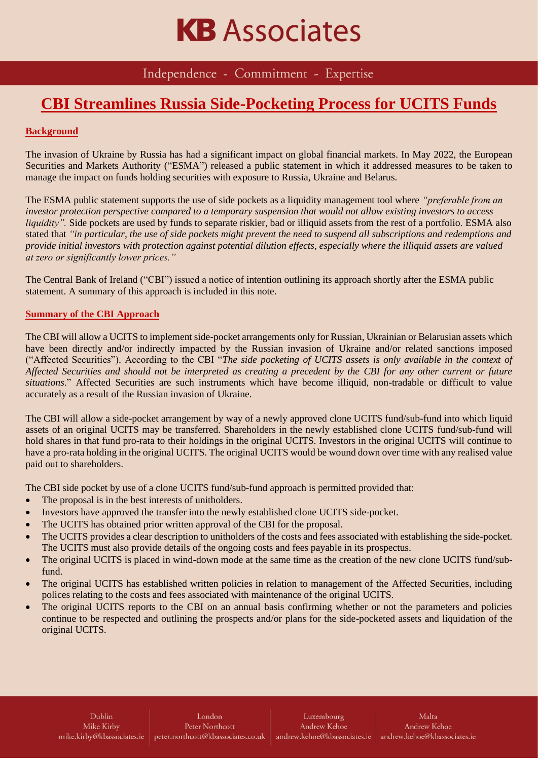# KB Associates

Independence - Commitment - Expertise

## CBI Streamlines Russia Side-Pocketing Process for UCITS Funds

### Background

The invasion of Ukraine by Russia has had a significant impact on global financial markets. In May 2022, the European Securities and Markets Authority ("ESMA") released a public statement in which it addressed measures to be taken to manage the impact on funds holding securities with exposure to Russia, Ukraine and Belarus.

The ESMA public statement supports the use of side pockets as a liquidity management tool where *"preferable from an investor protection perspective compared to a temporary suspension that would not allow existing investors to access liquidity".* Side pockets are used by funds to separate riskier, bad or illiquid assets from the rest of a portfolio. ESMA also stated that *"in particular, the use of side pockets might prevent the need to suspend all subscriptions and redemptions and provide initial investors with protection against potential dilution effects, especially where the illiquid assets are valued at zero or significantly lower prices."*

The Central Bank of Ireland ("CBI") issued a notice of intention outlining its approach shortly after the ESMA public statement. A summary of this approach is included in this note.

### Summary of the CBI Approach

The CBI will allow a UCITS to implement side-pocket arrangements only for Russian, Ukrainian or Belarusian assets which have been directly and/or indirectly impacted by the Russian invasion of Ukraine and/or related sanctions imposed ("Affected Securities"). According to the CBI "*The side pocketing of UCITS assets is only available in the context of Affected Securities and should not be interpreted as creating a precedent by the CBI for any other current or future situations*." Affected Securities are such instruments which have become illiquid, non-tradable or difficult to value accurately as a result of the Russian invasion of Ukraine.

The CBI will allow a side-pocket arrangement by way of a newly approved clone UCITS fund/sub-fund into which liquid assets of an original UCITS may be transferred. Shareholders in the newly established clone UCITS fund/sub-fund will hold shares in that fund pro-rata to their holdings in the original UCITS. Investors in the original UCITS will continue to have a pro-rata holding in the original UCITS. The original UCITS would be wound down over time with any realised value paid out to shareholders.

The CBI side pocket by use of a clone UCITS fund/sub-fund approach is permitted provided that:

- The proposal is in the best interests of unitholders.
- Investors have approved the transfer into the newly established clone UCITS side-pocket.
- The UCITS has obtained prior written approval of the CBI for the proposal.
- The UCITS provides a clear description to unitholders of the costs and fees associated with establishing the side-pocket. The UCITS must also provide details of the ongoing costs and fees payable in its prospectus.
- The original UCITS is placed in wind-down mode at the same time as the creation of the new clone UCITS fund/sub-fund.
- The original UCITS has established written policies in relation to management of the Affected Securities, including polices relating to the costs and fees associated with maintenance of the original UCITS.
- The original UCITS reports to the CBI on an annual basis confirming whether or not the parameters and policies continue to be respected and outlining the prospects and/or plans for the side-pocketed assets and liquidation of the original UCITS.

Dublin
Mike Kirby
mike.kirby@kbassociates.ie

London
Peter Northcott
peter.northcott@kbassociates.co.uk

Luxembourg
Andrew Kehoe
andrew.kehoe@kbassociates.ie

Malta
Andrew Kehoe
andrew.kehoe@kbassociates.ie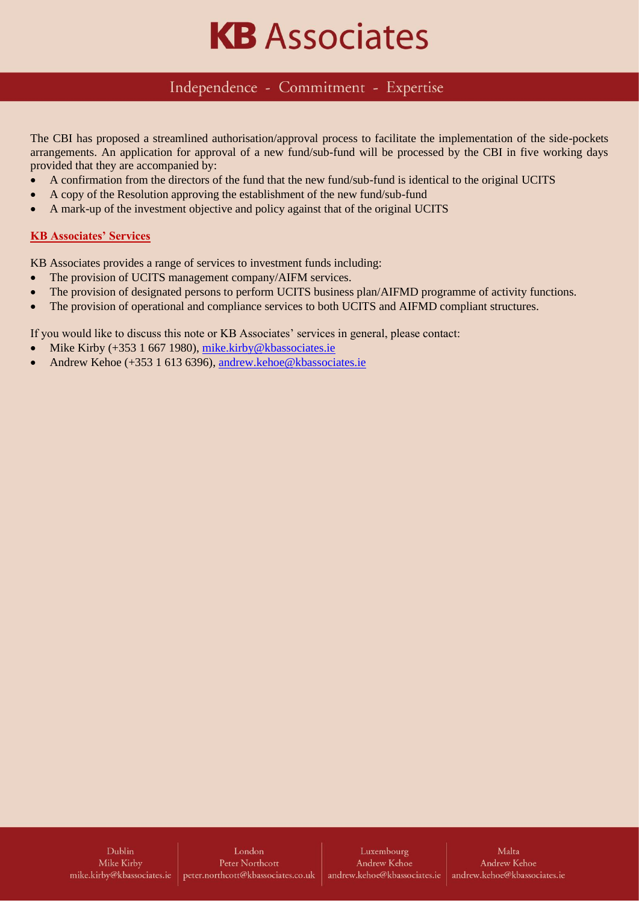The CBI has proposed a streamlined authorisation/approval process to facilitate the implementation of the side-pockets arrangements. An application for approval of a new fund/sub-fund will be processed by the CBI in five working days provided that they are accompanied by:

- A confirmation from the directors of the fund that the new fund/sub-fund is identical to the original UCITS
- A copy of the Resolution approving the establishment of the new fund/sub-fund
- A mark-up of the investment objective and policy against that of the original UCITS

**KB Associates' Services**

KB Associates provides a range of services to investment funds including:

- The provision of UCITS management company/AIFM services.
- The provision of designated persons to perform UCITS business plan/AIFMD programme of activity functions.
- The provision of operational and compliance services to both UCITS and AIFMD compliant structures.

If you would like to discuss this note or KB Associates' services in general, please contact:

- Mike Kirby (+353 1 667 1980), mike.kirby@kbassociates.ie
- Andrew Kehoe (+353 1 613 6396), andrew.kehoe@kbassociates.ie